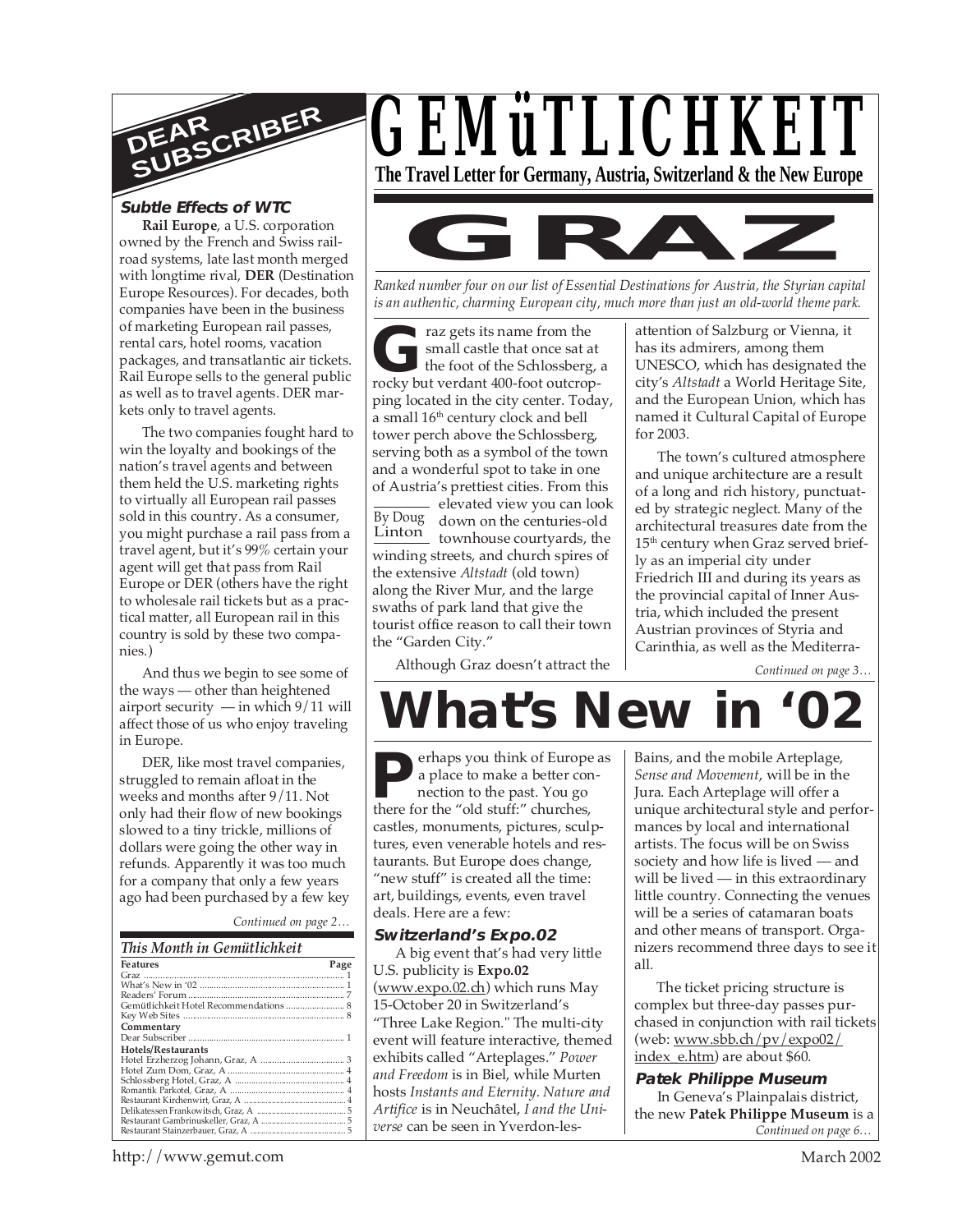# GEMüTLICHKEIT

**The Travel Letter for Germany, Austria, Switzerland & the New Europe**

# GRAZ

*Ranked number four on our list of Essential Destinations for Austria, the Styrian capital is an authentic, charming European city, much more than just an old-world theme park.*

By Doug Linton

Graz gets its name from the small castle that once sat at the foot of the Schlossberg, a rocky but verdant 400-foot outcropping located in the city center. Today, a small 16th century clock and bell tower perch above the Schlossberg, serving both as a symbol of the town and a wonderful spot to take in one of Austria's prettiest cities. From this elevated view you can look down on the centuries-old townhouse courtyards, the winding streets, and church spires of the extensive *Altstadt* (old town) along the River Mur, and the large swaths of park land that give the tourist office reason to call their town the "Garden City."

Although Graz doesn't attract the attention of Salzburg or Vienna, it has its admirers, among them UNESCO, which has designated the city's *Altstadt* a World Heritage Site, and the European Union, which has named it Cultural Capital of Europe for 2003.

The town's cultured atmosphere and unique architecture are a result of a long and rich history, punctuated by strategic neglect. Many of the architectural treasures date from the 15th century when Graz served briefly as an imperial city under Friedrich III and during its years as the provincial capital of Inner Austria, which included the present Austrian provinces of Styria and Carinthia, as well as the Mediterra-

*Continued on page 3…*

# What's New in '02

Perhaps you think of Europe as a place to make a better connection to the past. You go there for the "old stuff:" churches, castles, monuments, pictures, sculptures, even venerable hotels and restaurants. But Europe does change, "new stuff" is created all the time: art, buildings, events, even travel deals. Here are a few:

### Switzerland's Expo.02

A big event that's had very little U.S. publicity is **Expo.02** (www.expo.02.ch) which runs May 15-October 20 in Switzerland's "Three Lake Region." The multi-city event will feature interactive, themed exhibits called "Arteplages." *Power and Freedom* is in Biel, while Murten hosts *Instants and Eternity. Nature and Artifice* is in Neuchâtel, *I and the Universe* can be seen in Yverdon-les-Bains, and the mobile Arteplage, *Sense and Movement*, will be in the Jura. Each Arteplage will offer a unique architectural style and performances by local and international artists. The focus will be on Swiss society and how life is lived — and will be lived — in this extraordinary little country. Connecting the venues will be a series of catamaran boats and other means of transport. Organizers recommend three days to see it all.

The ticket pricing structure is complex but three-day passes purchased in conjunction with rail tickets (web: www.sbb.ch/pv/expo02/index_e.htm) are about $60.

### Patek Philippe Museum

In Geneva's Plainpalais district, the new **Patek Philippe Museum** is a

*Continued on page 6…*

## DEAR SUBSCRIBER

### Subtle Effects of WTC

**Rail Europe**, a U.S. corporation owned by the French and Swiss railroad systems, late last month merged with longtime rival, **DER** (Destination Europe Resources). For decades, both companies have been in the business of marketing European rail passes, rental cars, hotel rooms, vacation packages, and transatlantic air tickets. Rail Europe sells to the general public as well as to travel agents. DER markets only to travel agents.

The two companies fought hard to win the loyalty and bookings of the nation's travel agents and between them held the U.S. marketing rights to virtually all European rail passes sold in this country. As a consumer, you might purchase a rail pass from a travel agent, but it's 99% certain your agent will get that pass from Rail Europe or DER (others have the right to wholesale rail tickets but as a practical matter, all European rail in this country is sold by these two companies.)

And thus we begin to see some of the ways — other than heightened airport security — in which 9/11 will affect those of us who enjoy traveling in Europe.

DER, like most travel companies, struggled to remain afloat in the weeks and months after 9/11. Not only had their flow of new bookings slowed to a tiny trickle, millions of dollars were going the other way in refunds. Apparently it was too much for a company that only a few years ago had been purchased by a few key

*Continued on page 2…*

### This Month in Gemütlichkeit

| Features | Page |
|---|---|
| Graz | 1 |
| What's New in '02 | 1 |
| Readers' Forum | 7 |
| Gemütlichkeit Hotel Recommendations | 8 |
| Key Web Sites | 8 |
| **Commentary** | |
| Dear Subscriber | 1 |
| **Hotels/Restaurants** | |
| Hotel Erzherzog Johann, Graz, A | 3 |
| Hotel Zum Dom, Graz, A | 4 |
| Schlossberg Hotel, Graz, A | 4 |
| Romantik Parkotel, Graz, A | 4 |
| Restaurant Kirchenwirt, Graz, A | 4 |
| Delikatessen Frankowitsch, Graz, A | 5 |
| Restaurant Gambrinuskeller, Graz, A | 5 |
| Restaurant Stainzerbauer, Graz, A | 5 |

http://www.gemut.com — March 2002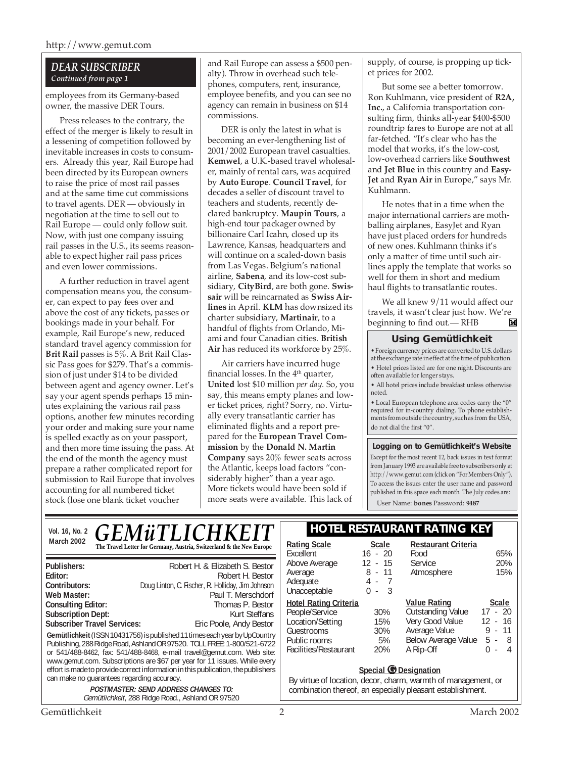## DEAR SUBSCRIBER

*Continued from page 1*

employees from its Germany-based owner, the massive DER Tours.

Press releases to the contrary, the effect of the merger is likely to result in a lessening of competition followed by inevitable increases in costs to consumers. Already this year, Rail Europe had been directed by its European owners to raise the price of most rail passes and at the same time cut commissions to travel agents. DER — obviously in negotiation at the time to sell out to Rail Europe — could only follow suit. Now, with just one company issuing rail passes in the U.S., its seems reasonable to expect higher rail pass prices and even lower commissions.

A further reduction in travel agent compensation means you, the consumer, can expect to pay fees over and above the cost of any tickets, passes or bookings made in your behalf. For example, Rail Europe's new, reduced standard travel agency commission for **Brit Rail** passes is 5%. A Brit Rail Classic Pass goes for $279. That's a commission of just under $14 to be divided between agent and agency owner. Let's say your agent spends perhaps 15 minutes explaining the various rail pass options, another few minutes recording your order and making sure your name is spelled exactly as on your passport, and then more time issuing the pass. At the end of the month the agency must prepare a rather complicated report for submission to Rail Europe that involves accounting for all numbered ticket stock (lose one blank ticket voucher and Rail Europe can assess a $500 penalty). Throw in overhead such telephones, computers, rent, insurance, employee benefits, and you can see no agency can remain in business on $14 commissions.

DER is only the latest in what is becoming an ever-lengthening list of 2001/2002 European travel casualties. **Kemwel**, a U.K.-based travel wholesaler, mainly of rental cars, was acquired by **Auto Europe**. **Council Travel**, for decades a seller of discount travel to teachers and students, recently declared bankruptcy. **Maupin Tours**, a high-end tour packager owned by billionaire Carl Icahn, closed up its Lawrence, Kansas, headquarters and will continue on a scaled-down basis from Las Vegas. Belgium's national airline, **Sabena**, and its low-cost subsidiary, **CityBird**, are both gone. **Swissair** will be reincarnated as **Swiss Airlines** in April. **KLM** has downsized its charter subsidiary, **Martinair**, to a handful of flights from Orlando, Miami and four Canadian cities. **British Air** has reduced its workforce by 25%.

Air carriers have incurred huge financial losses. In the 4th quarter, **United** lost $10 million *per day*. So, you say, this means empty planes and lower ticket prices, right? Sorry, no. Virtually every transatlantic carrier has eliminated flights and a report prepared for the **European Travel Commission** by the **Donald N. Martin Company** says 20% fewer seats across the Atlantic, keeps load factors "considerably higher" than a year ago. More tickets would have been sold if more seats were available. This lack of supply, of course, is propping up ticket prices for 2002.

But some see a better tomorrow. Ron Kuhlmann, vice president of **R2A, Inc.**, a California transportation consulting firm, thinks all-year $400-$500 roundtrip fares to Europe are not at all far-fetched. "It's clear who has the model that works, it's the low-cost, low-overhead carriers like **Southwest** and **Jet Blue** in this country and **EasyJet** and **Ryan Air** in Europe," says Mr. Kuhlmann.

He notes that in a time when the major international carriers are mothballing airplanes, EasyJet and Ryan have just placed orders for hundreds of new ones. Kuhlmann thinks it's only a matter of time until such airlines apply the template that works so well for them in short and medium haul flights to transatlantic routes.

We all knew 9/11 would affect our travels, it wasn't clear just how. We're beginning to find out.— RHB

### Using Gemütlichkeit

- Foreign currency prices are converted to U.S. dollars at the exchange rate in effect at the time of publication.
- Hotel prices listed are for one night. Discounts are often available for longer stays.
- All hotel prices include breakfast unless otherwise noted.
- Local European telephone area codes carry the "0" required for in-country dialing. To phone establishments from outside the country, such as from the USA, do not dial the first "0".

### Logging on to Gemütlichkeit's Website

Except for the most recent 12, back issues in text format from January 1993 are available free to subscribers only at http://www.gemut.com (click on "For Members Only"). To access the issues enter the user name and password published in this space each month. The July codes are:

User Name: **bones** Password: **9487**

---

**Vol. 16, No. 2**
**March 2002**

# GEMüTLICHKEIT

**The Travel Letter for Germany, Austria, Switzerland & the New Europe**

| | |
|---|---|
| **Publishers:** | Robert H. & Elizabeth S. Bestor |
| **Editor:** | Robert H. Bestor |
| **Contributors:** | Doug Linton, C. Fischer, R. Holliday, Jim Johnson |
| **Web Master:** | Paul T. Merschdorf |
| **Consulting Editor:** | Thomas P. Bestor |
| **Subscription Dept:** | Kurt Steffans |
| **Subscriber Travel Services:** | Eric Poole, Andy Bestor |

**Gemütlichkeit** (ISSN 10431756) is published 11 times each year by UpCountry Publishing, 288 Ridge Road, Ashland OR 97520. TOLL FREE: 1-800/521-6722 or 541/488-8462, fax: 541/488-8468, e-mail travel@gemut.com. Web site: www.gemut.com. Subscriptions are $67 per year for 11 issues. While every effort is made to provide correct information in this publication, the publishers can make no guarantees regarding accuracy.

***POSTMASTER: SEND ADDRESS CHANGES TO:***
*Gemütlichkeit*, 288 Ridge Road., Ashland OR 97520

## HOTEL RESTAURANT RATING KEY

| Rating Scale | Scale |
|---|---|
| Excellent | 16 - 20 |
| Above Average | 12 - 15 |
| Average | 8 - 11 |
| Adequate | 4 - 7 |
| Unacceptable | 0 - 3 |

| Restaurant Criteria | |
|---|---|
| Food | 65% |
| Service | 20% |
| Atmosphere | 15% |

| Hotel Rating Criteria | |
|---|---|
| People/Service | 30% |
| Location/Setting | 15% |
| Guestrooms | 30% |
| Public rooms | 5% |
| Facilities/Restaurant | 20% |

| Value Rating | Scale |
|---|---|
| Outstanding Value | 17 - 20 |
| Very Good Value | 12 - 16 |
| Average Value | 9 - 11 |
| Below Average Value | 5 - 8 |
| A Rip-Off | 0 - 4 |

**Special G Designation**

By virtue of location, decor, charm, warmth of management, or combination thereof, an especially pleasant establishment.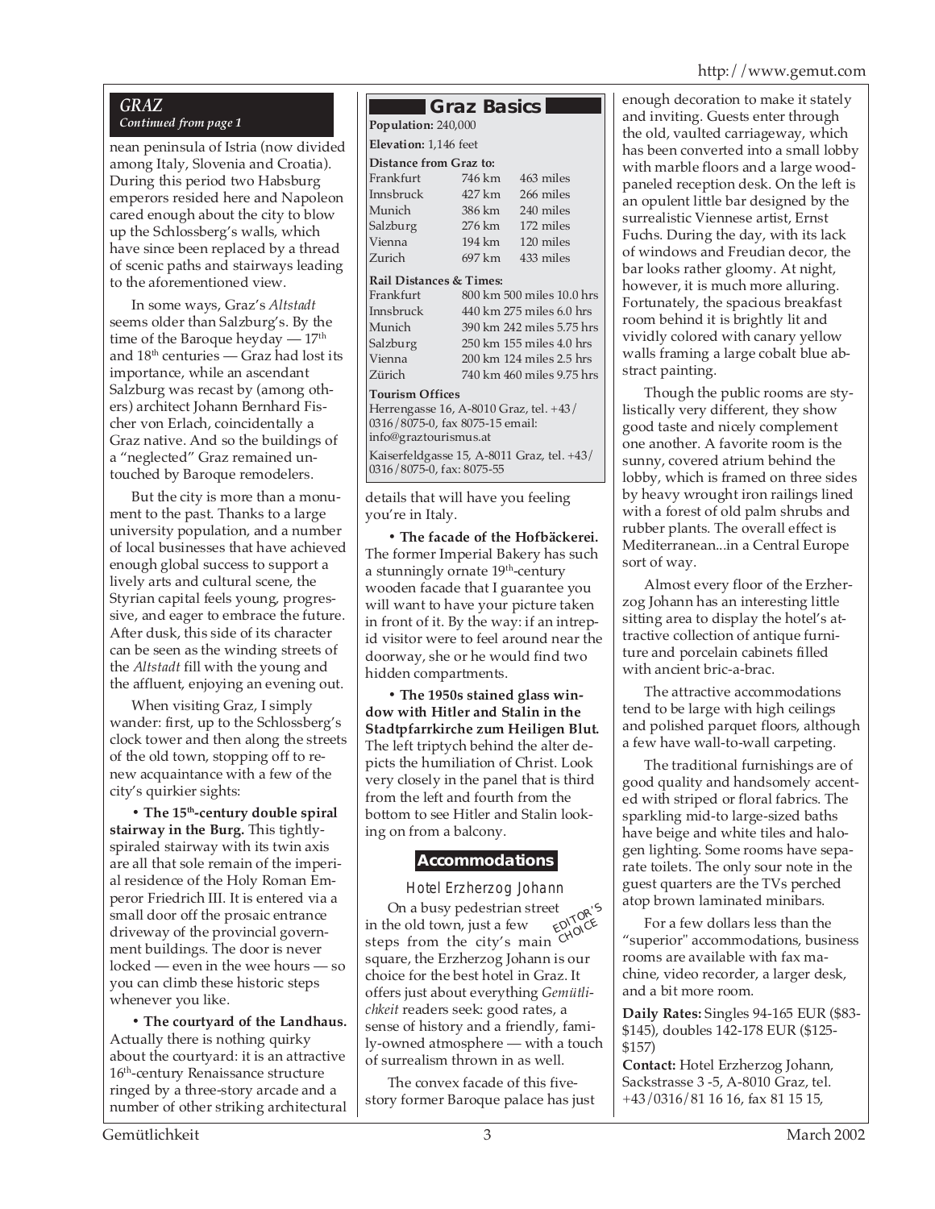## GRAZ

*Continued from page 1*

nean peninsula of Istria (now divided among Italy, Slovenia and Croatia). During this period two Habsburg emperors resided here and Napoleon cared enough about the city to blow up the Schlossberg's walls, which have since been replaced by a thread of scenic paths and stairways leading to the aforementioned view.

In some ways, Graz's *Altstadt* seems older than Salzburg's. By the time of the Baroque heyday — 17th and 18th centuries — Graz had lost its importance, while an ascendant Salzburg was recast by (among others) architect Johann Bernhard Fischer von Erlach, coincidentally a Graz native. And so the buildings of a "neglected" Graz remained untouched by Baroque remodelers.

But the city is more than a monument to the past. Thanks to a large university population, and a number of local businesses that have achieved enough global success to support a lively arts and cultural scene, the Styrian capital feels young, progressive, and eager to embrace the future. After dusk, this side of its character can be seen as the winding streets of the *Altstadt* fill with the young and the affluent, enjoying an evening out.

When visiting Graz, I simply wander: first, up to the Schlossberg's clock tower and then along the streets of the old town, stopping off to renew acquaintance with a few of the city's quirkier sights:

• **The 15th-century double spiral stairway in the Burg.** This tightly-spiraled stairway with its twin axis are all that sole remain of the imperial residence of the Holy Roman Emperor Friedrich III. It is entered via a small door off the prosaic entrance driveway of the provincial government buildings. The door is never locked — even in the wee hours — so you can climb these historic steps whenever you like.

• **The courtyard of the Landhaus.** Actually there is nothing quirky about the courtyard: it is an attractive 16th-century Renaissance structure ringed by a three-story arcade and a number of other striking architectural details that will have you feeling you're in Italy.

• **The facade of the Hofbäckerei.** The former Imperial Bakery has such a stunningly ornate 19th-century wooden facade that I guarantee you will want to have your picture taken in front of it. By the way: if an intrepid visitor were to feel around near the doorway, she or he would find two hidden compartments.

• **The 1950s stained glass window with Hitler and Stalin in the Stadtpfarrkirche zum Heiligen Blut.** The left triptych behind the alter depicts the humiliation of Christ. Look very closely in the panel that is third from the left and fourth from the bottom to see Hitler and Stalin looking on from a balcony.

### Graz Basics

**Population:** 240,000

**Elevation:** 1,146 feet

**Distance from Graz to:**

| City | km | miles |
|---|---|---|
| Frankfurt | 746 km | 463 miles |
| Innsbruck | 427 km | 266 miles |
| Munich | 386 km | 240 miles |
| Salzburg | 276 km | 172 miles |
| Vienna | 194 km | 120 miles |
| Zurich | 697 km | 433 miles |

**Rail Distances & Times:**

| City | km | miles | time |
|---|---|---|---|
| Frankfurt | 800 km | 500 miles | 10.0 hrs |
| Innsbruck | 440 km | 275 miles | 6.0 hrs |
| Munich | 390 km | 242 miles | 5.75 hrs |
| Salzburg | 250 km | 155 miles | 4.0 hrs |
| Vienna | 200 km | 124 miles | 2.5 hrs |
| Zürich | 740 km | 460 miles | 9.75 hrs |

**Tourism Offices**

Herrengasse 16, A-8010 Graz, tel. +43/0316/8075-0, fax 8075-15 email: info@graztourismus.at

Kaiserfeldgasse 15, A-8011 Graz, tel. +43/0316/8075-0, fax: 8075-55

## Accommodations

### Hotel Erzherzog Johann

EDITOR'S CHOICE

On a busy pedestrian street in the old town, just a few steps from the city's main square, the Erzherzog Johann is our choice for the best hotel in Graz. It offers just about everything *Gemütlichkeit* readers seek: good rates, a sense of history and a friendly, family-owned atmosphere — with a touch of surrealism thrown in as well.

The convex facade of this five-story former Baroque palace has just enough decoration to make it stately and inviting. Guests enter through the old, vaulted carriageway, which has been converted into a small lobby with marble floors and a large wood-paneled reception desk. On the left is an opulent little bar designed by the surrealistic Viennese artist, Ernst Fuchs. During the day, with its lack of windows and Freudian decor, the bar looks rather gloomy. At night, however, it is much more alluring. Fortunately, the spacious breakfast room behind it is brightly lit and vividly colored with canary yellow walls framing a large cobalt blue abstract painting.

Though the public rooms are stylistically very different, they show good taste and nicely complement one another. A favorite room is the sunny, covered atrium behind the lobby, which is framed on three sides by heavy wrought iron railings lined with a forest of old palm shrubs and rubber plants. The overall effect is Mediterranean...in a Central Europe sort of way.

Almost every floor of the Erzherzog Johann has an interesting little sitting area to display the hotel's attractive collection of antique furniture and porcelain cabinets filled with ancient bric-a-brac.

The attractive accommodations tend to be large with high ceilings and polished parquet floors, although a few have wall-to-wall carpeting.

The traditional furnishings are of good quality and handsomely accented with striped or floral fabrics. The sparkling mid-to large-sized baths have beige and white tiles and halogen lighting. Some rooms have separate toilets. The only sour note in the guest quarters are the TVs perched atop brown laminated minibars.

For a few dollars less than the "superior" accommodations, business rooms are available with fax machine, video recorder, a larger desk, and a bit more room.

**Daily Rates:** Singles 94-165 EUR ($83-$145), doubles 142-178 EUR ($125-$157)

**Contact:** Hotel Erzherzog Johann, Sackstrasse 3 -5, A-8010 Graz, tel. +43/0316/81 16 16, fax 81 15 15,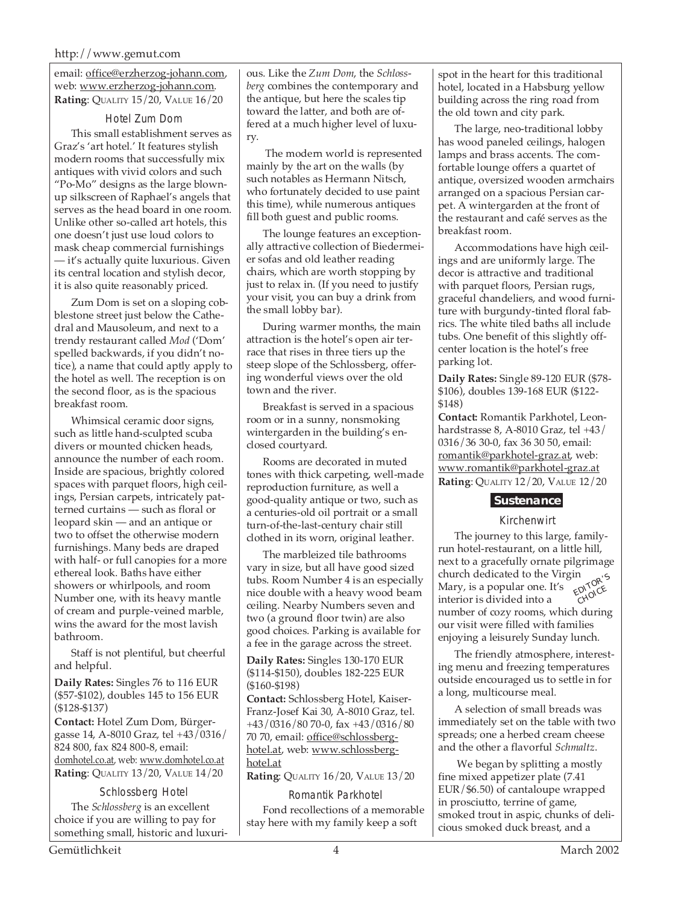email: office@erzherzog-johann.com, web: www.erzherzog-johann.com.
**Rating**: QUALITY 15/20, VALUE 16/20

### Hotel Zum Dom

This small establishment serves as Graz's 'art hotel.' It features stylish modern rooms that successfully mix antiques with vivid colors and such "Po-Mo" designs as the large blown-up silkscreen of Raphael's angels that serves as the head board in one room. Unlike other so-called art hotels, this one doesn't just use loud colors to mask cheap commercial furnishings — it's actually quite luxurious. Given its central location and stylish decor, it is also quite reasonably priced.

Zum Dom is set on a sloping cobblestone street just below the Cathedral and Mausoleum, and next to a trendy restaurant called *Mod* ('Dom' spelled backwards, if you didn't notice), a name that could aptly apply to the hotel as well. The reception is on the second floor, as is the spacious breakfast room.

Whimsical ceramic door signs, such as little hand-sculpted scuba divers or mounted chicken heads, announce the number of each room. Inside are spacious, brightly colored spaces with parquet floors, high ceilings, Persian carpets, intricately patterned curtains — such as floral or leopard skin — and an antique or two to offset the otherwise modern furnishings. Many beds are draped with half- or full canopies for a more ethereal look. Baths have either showers or whirlpools, and room Number one, with its heavy mantle of cream and purple-veined marble, wins the award for the most lavish bathroom.

Staff is not plentiful, but cheerful and helpful.

**Daily Rates:** Singles 76 to 116 EUR ($57-$102), doubles 145 to 156 EUR ($128-$137)

**Contact:** Hotel Zum Dom, Bürgergasse 14, A-8010 Graz, tel +43/0316/824 800, fax 824 800-8, email: domhotel.co.at, web: www.domhotel.co.at

**Rating**: QUALITY 13/20, VALUE 14/20

### Schlossberg Hotel

The *Schlossberg* is an excellent choice if you are willing to pay for something small, historic and luxurious. Like the *Zum Dom*, the *Schlossberg* combines the contemporary and the antique, but here the scales tip toward the latter, and both are offered at a much higher level of luxury.

The modern world is represented mainly by the art on the walls (by such notables as Hermann Nitsch, who fortunately decided to use paint this time), while numerous antiques fill both guest and public rooms.

The lounge features an exceptionally attractive collection of Biedermeier sofas and old leather reading chairs, which are worth stopping by just to relax in. (If you need to justify your visit, you can buy a drink from the small lobby bar).

During warmer months, the main attraction is the hotel's open air terrace that rises in three tiers up the steep slope of the Schlossberg, offering wonderful views over the old town and the river.

Breakfast is served in a spacious room or in a sunny, nonsmoking wintergarden in the building's enclosed courtyard.

Rooms are decorated in muted tones with thick carpeting, well-made reproduction furniture, as well a good-quality antique or two, such as a centuries-old oil portrait or a small turn-of-the-last-century chair still clothed in its worn, original leather.

The marbleized tile bathrooms vary in size, but all have good sized tubs. Room Number 4 is an especially nice double with a heavy wood beam ceiling. Nearby Numbers seven and two (a ground floor twin) are also good choices. Parking is available for a fee in the garage across the street.

**Daily Rates:** Singles 130-170 EUR ($114-$150), doubles 182-225 EUR ($160-$198)

**Contact:** Schlossberg Hotel, Kaiser-Franz-Josef Kai 30, A-8010 Graz, tel. +43/0316/80 70-0, fax +43/0316/80 70 70, email: office@schlossberg-hotel.at, web: www.schlossberg-hotel.at

**Rating**: QUALITY 16/20, VALUE 13/20

### Romantik Parkhotel

Fond recollections of a memorable stay here with my family keep a soft spot in the heart for this traditional hotel, located in a Habsburg yellow building across the ring road from the old town and city park.

The large, neo-traditional lobby has wood paneled ceilings, halogen lamps and brass accents. The comfortable lounge offers a quartet of antique, oversized wooden armchairs arranged on a spacious Persian carpet. A wintergarden at the front of the restaurant and café serves as the breakfast room.

Accommodations have high ceilings and are uniformly large. The decor is attractive and traditional with parquet floors, Persian rugs, graceful chandeliers, and wood furniture with burgundy-tinted floral fabrics. The white tiled baths all include tubs. One benefit of this slightly off-center location is the hotel's free parking lot.

**Daily Rates:** Single 89-120 EUR ($78-$106), doubles 139-168 EUR ($122-$148)

**Contact:** Romantik Parkhotel, Leonhardstrasse 8, A-8010 Graz, tel +43/0316/36 30-0, fax 36 30 50, email: romantik@parkhotel-graz.at, web: www.romantik@parkhotel-graz.at

**Rating**: QUALITY 12/20, VALUE 12/20

## Sustenance

### Kirchenwirt

EDITOR'S CHOICE

The journey to this large, family-run hotel-restaurant, on a little hill, next to a gracefully ornate pilgrimage church dedicated to the Virgin Mary, is a popular one. It's interior is divided into a number of cozy rooms, which during our visit were filled with families enjoying a leisurely Sunday lunch.

The friendly atmosphere, interesting menu and freezing temperatures outside encouraged us to settle in for a long, multicourse meal.

A selection of small breads was immediately set on the table with two spreads; one a herbed cream cheese and the other a flavorful *Schmaltz*.

We began by splitting a mostly fine mixed appetizer plate (7.41 EUR/$6.50) of cantaloupe wrapped in prosciutto, terrine of game, smoked trout in aspic, chunks of delicious smoked duck breast, and a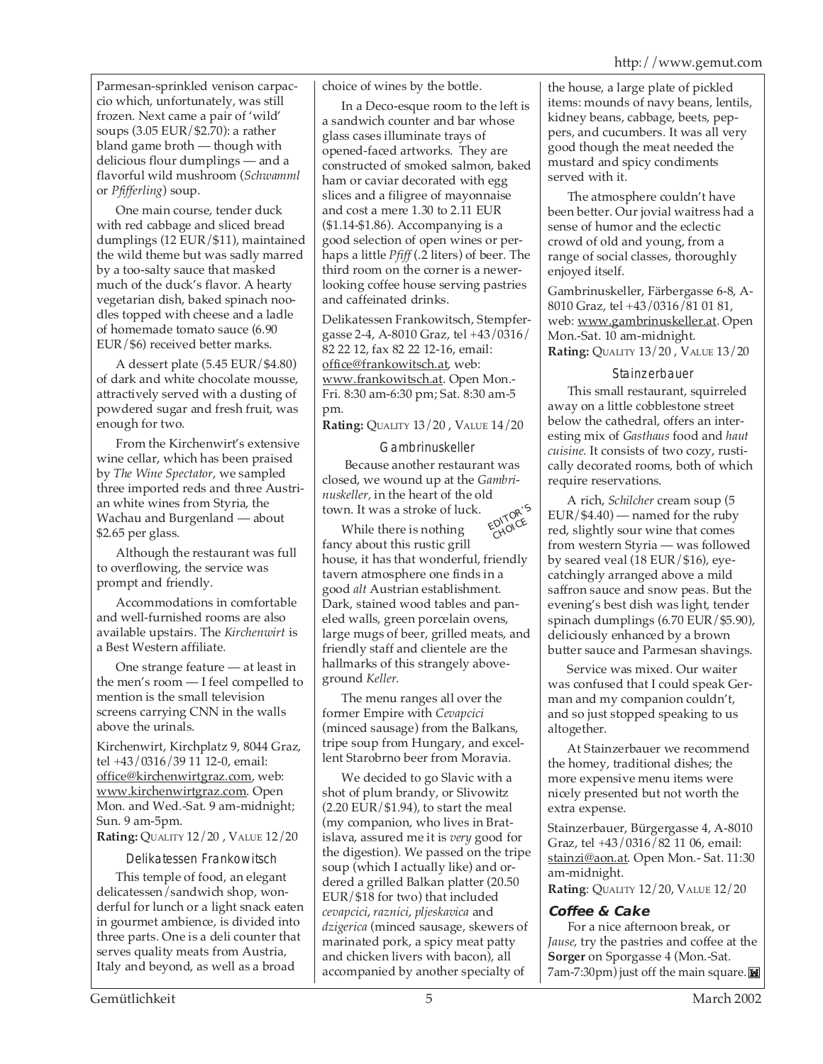Parmesan-sprinkled venison carpaccio which, unfortunately, was still frozen. Next came a pair of 'wild' soups (3.05 EUR/$2.70): a rather bland game broth — though with delicious flour dumplings — and a flavorful wild mushroom (*Schwamml* or *Pfifferling*) soup.

One main course, tender duck with red cabbage and sliced bread dumplings (12 EUR/$11), maintained the wild theme but was sadly marred by a too-salty sauce that masked much of the duck's flavor. A hearty vegetarian dish, baked spinach noodles topped with cheese and a ladle of homemade tomato sauce (6.90 EUR/$6) received better marks.

A dessert plate (5.45 EUR/$4.80) of dark and white chocolate mousse, attractively served with a dusting of powdered sugar and fresh fruit, was enough for two.

From the Kirchenwirt's extensive wine cellar, which has been praised by *The Wine Spectator*, we sampled three imported reds and three Austrian white wines from Styria, the Wachau and Burgenland — about $2.65 per glass.

Although the restaurant was full to overflowing, the service was prompt and friendly.

Accommodations in comfortable and well-furnished rooms are also available upstairs. The *Kirchenwirt* is a Best Western affiliate.

One strange feature — at least in the men's room — I feel compelled to mention is the small television screens carrying CNN in the walls above the urinals.

Kirchenwirt, Kirchplatz 9, 8044 Graz, tel +43/0316/39 11 12-0, email: office@kirchenwirtgraz.com, web: www.kirchenwirtgraz.com. Open Mon. and Wed.-Sat. 9 am-midnight; Sun. 9 am-5pm.
**Rating:** QUALITY 12/20 , VALUE 12/20

### Delikatessen Frankowitsch

This temple of food, an elegant delicatessen/sandwich shop, wonderful for lunch or a light snack eaten in gourmet ambience, is divided into three parts. One is a deli counter that serves quality meats from Austria, Italy and beyond, as well as a broad choice of wines by the bottle.

In a Deco-esque room to the left is a sandwich counter and bar whose glass cases illuminate trays of opened-faced artworks. They are constructed of smoked salmon, baked ham or caviar decorated with egg slices and a filigree of mayonnaise and cost a mere 1.30 to 2.11 EUR ($1.14-$1.86). Accompanying is a good selection of open wines or perhaps a little *Pfiff* (.2 liters) of beer. The third room on the corner is a newer-looking coffee house serving pastries and caffeinated drinks.

Delikatessen Frankowitsch, Stempfergasse 2-4, A-8010 Graz, tel +43/0316/82 22 12, fax 82 22 12-16, email: office@frankowitsch.at, web: www.frankowitsch.at. Open Mon.-Fri. 8:30 am-6:30 pm; Sat. 8:30 am-5 pm.
**Rating:** QUALITY 13/20 , VALUE 14/20

### Gambrinuskeller

EDITOR'S CHOICE

Because another restaurant was closed, we wound up at the *Gambrinuskeller*, in the heart of the old town. It was a stroke of luck.

While there is nothing fancy about this rustic grill house, it has that wonderful, friendly tavern atmosphere one finds in a good *alt* Austrian establishment. Dark, stained wood tables and paneled walls, green porcelain ovens, large mugs of beer, grilled meats, and friendly staff and clientele are the hallmarks of this strangely above-ground *Keller*.

The menu ranges all over the former Empire with *Cevapcici* (minced sausage) from the Balkans, tripe soup from Hungary, and excellent Starobrno beer from Moravia.

We decided to go Slavic with a shot of plum brandy, or Slivowitz (2.20 EUR/$1.94), to start the meal (my companion, who lives in Bratislava, assured me it is *very* good for the digestion). We passed on the tripe soup (which I actually like) and ordered a grilled Balkan platter (20.50 EUR/$18 for two) that included *cevapcici*, *raznici*, *pljeskavica* and *dzigerica* (minced sausage, skewers of marinated pork, a spicy meat patty and chicken livers with bacon), all accompanied by another specialty of the house, a large plate of pickled items: mounds of navy beans, lentils, kidney beans, cabbage, beets, peppers, and cucumbers. It was all very good though the meat needed the mustard and spicy condiments served with it.

The atmosphere couldn't have been better. Our jovial waitress had a sense of humor and the eclectic crowd of old and young, from a range of social classes, thoroughly enjoyed itself.

Gambrinuskeller, Färbergasse 6-8, A-8010 Graz, tel +43/0316/81 01 81, web: www.gambrinuskeller.at. Open Mon.-Sat. 10 am-midnight.
**Rating:** QUALITY 13/20 , VALUE 13/20

### Stainzerbauer

This small restaurant, squirreled away on a little cobblestone street below the cathedral, offers an interesting mix of *Gasthaus* food and *haut cuisine*. It consists of two cozy, rustically decorated rooms, both of which require reservations.

A rich, *Schilcher* cream soup (5 EUR/$4.40) — named for the ruby red, slightly sour wine that comes from western Styria — was followed by seared veal (18 EUR/$16), eye-catchingly arranged above a mild saffron sauce and snow peas. But the evening's best dish was light, tender spinach dumplings (6.70 EUR/$5.90), deliciously enhanced by a brown butter sauce and Parmesan shavings.

Service was mixed. Our waiter was confused that I could speak German and my companion couldn't, and so just stopped speaking to us altogether.

At Stainzerbauer we recommend the homey, traditional dishes; the more expensive menu items were nicely presented but not worth the extra expense.

Stainzerbauer, Bürgergasse 4, A-8010 Graz, tel +43/0316/82 11 06, email: stainzi@aon.at. Open Mon.- Sat. 11:30 am-midnight.
**Rating**: QUALITY 12/20, VALUE 12/20

### Coffee & Cake

For a nice afternoon break, or *Jause*, try the pastries and coffee at the **Sorger** on Sporgasse 4 (Mon.-Sat. 7am-7:30pm) just off the main square.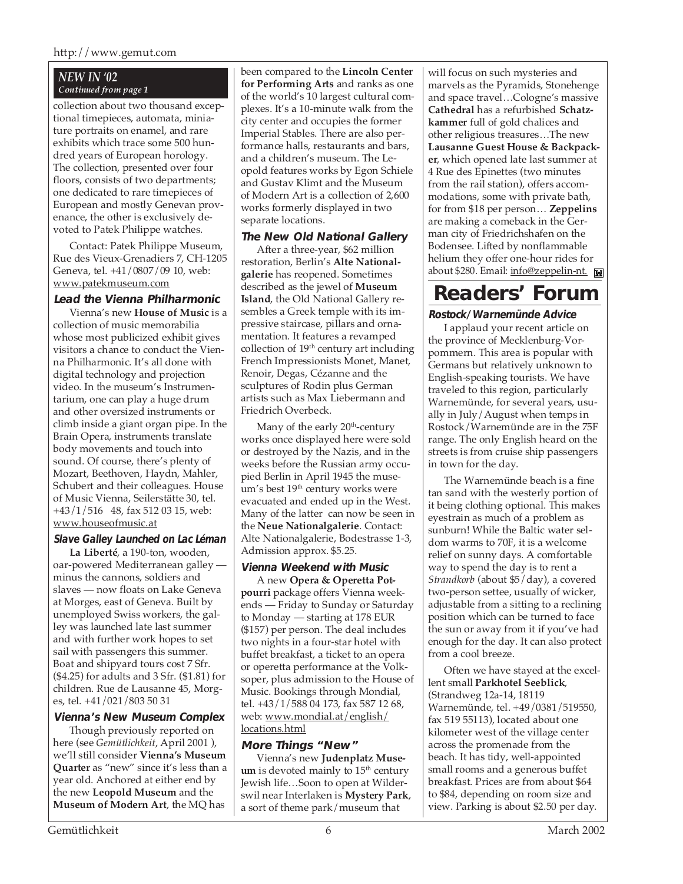### NEW IN '02

*Continued from page 1*

collection about two thousand exceptional timepieces, automata, miniature portraits on enamel, and rare exhibits which trace some 500 hundred years of European horology. The collection, presented over four floors, consists of two departments; one dedicated to rare timepieces of European and mostly Genevan provenance, the other is exclusively devoted to Patek Philippe watches.

Contact: Patek Philippe Museum, Rue des Vieux-Grenadiers 7, CH-1205 Geneva, tel. +41/0807/09 10, web: www.patekmuseum.com

#### Lead the Vienna Philharmonic

Vienna's new **House of Music** is a collection of music memorabilia whose most publicized exhibit gives visitors a chance to conduct the Vienna Philharmonic. It's all done with digital technology and projection video. In the museum's Instrumentarium, one can play a huge drum and other oversized instruments or climb inside a giant organ pipe. In the Brain Opera, instruments translate body movements and touch into sound. Of course, there's plenty of Mozart, Beethoven, Haydn, Mahler, Schubert and their colleagues. House of Music Vienna, Seilerstätte 30, tel. +43/1/516 48, fax 512 03 15, web: www.houseofmusic.at

#### Slave Galley Launched on Lac Léman

**La Liberté**, a 190-ton, wooden, oar-powered Mediterranean galley — minus the cannons, soldiers and slaves — now floats on Lake Geneva at Morges, east of Geneva. Built by unemployed Swiss workers, the galley was launched late last summer and with further work hopes to set sail with passengers this summer. Boat and shipyard tours cost 7 Sfr. ($4.25) for adults and 3 Sfr. ($1.81) for children. Rue de Lausanne 45, Morges, tel. +41/021/803 50 31

#### Vienna's New Museum Complex

Though previously reported on here (see *Gemütlichkeit*, April 2001 ), we'll still consider **Vienna's Museum Quarter** as "new" since it's less than a year old. Anchored at either end by the new **Leopold Museum** and the **Museum of Modern Art**, the MQ has been compared to the **Lincoln Center for Performing Arts** and ranks as one of the world's 10 largest cultural complexes. It's a 10-minute walk from the city center and occupies the former Imperial Stables. There are also performance halls, restaurants and bars, and a children's museum. The Leopold features works by Egon Schiele and Gustav Klimt and the Museum of Modern Art is a collection of 2,600 works formerly displayed in two separate locations.

#### The New Old National Gallery

After a three-year, $62 million restoration, Berlin's **Alte Nationalgalerie** has reopened. Sometimes described as the jewel of **Museum Island**, the Old National Gallery resembles a Greek temple with its impressive staircase, pillars and ornamentation. It features a revamped collection of 19th century art including French Impressionists Monet, Manet, Renoir, Degas, Cézanne and the sculptures of Rodin plus German artists such as Max Liebermann and Friedrich Overbeck.

Many of the early 20th-century works once displayed here were sold or destroyed by the Nazis, and in the weeks before the Russian army occupied Berlin in April 1945 the museum's best 19th century works were evacuated and ended up in the West. Many of the latter can now be seen in the **Neue Nationalgalerie**. Contact: Alte Nationalgalerie, Bodestrasse 1-3, Admission approx. $5.25.

#### Vienna Weekend with Music

A new **Opera & Operetta Potpourri** package offers Vienna weekends — Friday to Sunday or Saturday to Monday — starting at 178 EUR ($157) per person. The deal includes two nights in a four-star hotel with buffet breakfast, a ticket to an opera or operetta performance at the Volksoper, plus admission to the House of Music. Bookings through Mondial, tel. +43/1/588 04 173, fax 587 12 68, web: www.mondial.at/english/locations.html

#### More Things "New"

Vienna's new **Judenplatz Museum** is devoted mainly to 15th century Jewish life…Soon to open at Wilderswil near Interlaken is **Mystery Park**, a sort of theme park/museum that will focus on such mysteries and marvels as the Pyramids, Stonehenge and space travel…Cologne's massive **Cathedral** has a refurbished **Schatzkammer** full of gold chalices and other religious treasures…The new **Lausanne Guest House & Backpacker**, which opened late last summer at 4 Rue des Epinettes (two minutes from the rail station), offers accommodations, some with private bath, for from $18 per person… **Zeppelins** are making a comeback in the German city of Friedrichshafen on the Bodensee. Lifted by nonflammable helium they offer one-hour rides for about $280. Email: info@zeppelin-nt.

# Readers' Forum

#### Rostock/Warnemünde Advice

I applaud your recent article on the province of Mecklenburg-Vorpommern. This area is popular with Germans but relatively unknown to English-speaking tourists. We have traveled to this region, particularly Warnemünde, for several years, usually in July/August when temps in Rostock/Warnemünde are in the 75F range. The only English heard on the streets is from cruise ship passengers in town for the day.

The Warnemünde beach is a fine tan sand with the westerly portion of it being clothing optional. This makes eyestrain as much of a problem as sunburn! While the Baltic water seldom warms to 70F, it is a welcome relief on sunny days. A comfortable way to spend the day is to rent a *Strandkorb* (about $5/day), a covered two-person settee, usually of wicker, adjustable from a sitting to a reclining position which can be turned to face the sun or away from it if you've had enough for the day. It can also protect from a cool breeze.

Often we have stayed at the excellent small **Parkhotel Seeblick**, (Strandweg 12a-14, 18119 Warnemünde, tel. +49/0381/519550, fax 519 55113), located about one kilometer west of the village center across the promenade from the beach. It has tidy, well-appointed small rooms and a generous buffet breakfast. Prices are from about $64 to $84, depending on room size and view. Parking is about $2.50 per day.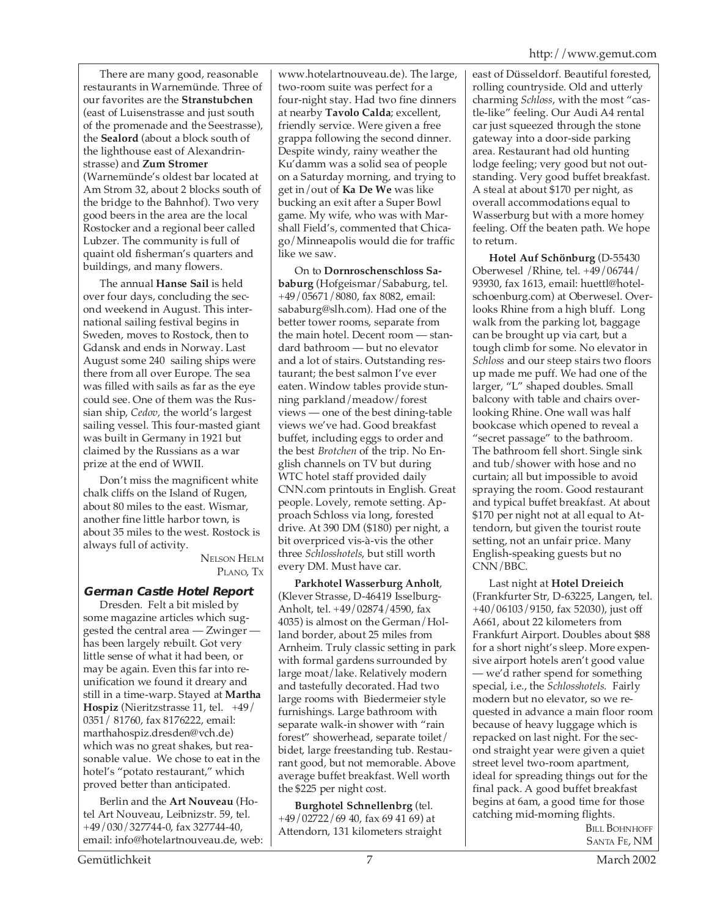There are many good, reasonable restaurants in Warnemünde. Three of our favorites are the **Stranstubchen** (east of Luisenstrasse and just south of the promenade and the Seestrasse), the **Sealord** (about a block south of the lighthouse east of Alexandrinstrasse) and **Zum Stromer** (Warnemünde's oldest bar located at Am Strom 32, about 2 blocks south of the bridge to the Bahnhof). Two very good beers in the area are the local Rostocker and a regional beer called Lubzer. The community is full of quaint old fisherman's quarters and buildings, and many flowers.

The annual **Hanse Sail** is held over four days, concluding the second weekend in August. This international sailing festival begins in Sweden, moves to Rostock, then to Gdansk and ends in Norway. Last August some 240 sailing ships were there from all over Europe. The sea was filled with sails as far as the eye could see. One of them was the Russian ship, *Cedov,* the world's largest sailing vessel. This four-masted giant was built in Germany in 1921 but claimed by the Russians as a war prize at the end of WWII.

Don't miss the magnificent white chalk cliffs on the Island of Rugen, about 80 miles to the east. Wismar, another fine little harbor town, is about 35 miles to the west. Rostock is always full of activity.

NELSON HELM
PLANO, TX

### German Castle Hotel Report

Dresden. Felt a bit misled by some magazine articles which suggested the central area — Zwinger — has been largely rebuilt. Got very little sense of what it had been, or may be again. Even this far into reunification we found it dreary and still in a time-warp. Stayed at **Martha Hospiz** (Nieritzstrasse 11, tel. +49/ 0351/ 81760, fax 8176222, email: marthahospiz.dresden@vch.de) which was no great shakes, but reasonable value. We chose to eat in the hotel's "potato restaurant," which proved better than anticipated.

Berlin and the **Art Nouveau** (Hotel Art Nouveau, Leibnizstr. 59, tel. +49/030/327744-0, fax 327744-40, email: info@hotelartnouveau.de, web: www.hotelartnouveau.de). The large, two-room suite was perfect for a four-night stay. Had two fine dinners at nearby **Tavolo Calda**; excellent, friendly service. Were given a free grappa following the second dinner. Despite windy, rainy weather the Ku'damm was a solid sea of people on a Saturday morning, and trying to get in/out of **Ka De We** was like bucking an exit after a Super Bowl game. My wife, who was with Marshall Field's, commented that Chicago/Minneapolis would die for traffic like we saw.

On to **Dornroschenschloss Sababurg** (Hofgeismar/Sababurg, tel. +49/05671/8080, fax 8082, email: sababurg@slh.com). Had one of the better tower rooms, separate from the main hotel. Decent room — standard bathroom — but no elevator and a lot of stairs. Outstanding restaurant; the best salmon I've ever eaten. Window tables provide stunning parkland/meadow/forest views — one of the best dining-table views we've had. Good breakfast buffet, including eggs to order and the best *Brotchen* of the trip. No English channels on TV but during WTC hotel staff provided daily CNN.com printouts in English. Great people. Lovely, remote setting. Approach Schloss via long, forested drive. At 390 DM ($180) per night, a bit overpriced vis-à-vis the other three *Schlosshotels*, but still worth every DM. Must have car.

**Parkhotel Wasserburg Anholt**, (Klever Strasse, D-46419 Isselburg-Anholt, tel. +49/02874/4590, fax 4035) is almost on the German/Holland border, about 25 miles from Arnheim. Truly classic setting in park with formal gardens surrounded by large moat/lake. Relatively modern and tastefully decorated. Had two large rooms with Biedermeier style furnishings. Large bathroom with separate walk-in shower with "rain forest" showerhead, separate toilet/bidet, large freestanding tub. Restaurant good, but not memorable. Above average buffet breakfast. Well worth the $225 per night cost.

**Burghotel Schnellenbrg** (tel. +49/02722/69 40, fax 69 41 69) at Attendorn, 131 kilometers straight east of Düsseldorf. Beautiful forested, rolling countryside. Old and utterly charming *Schloss*, with the most "castle-like" feeling. Our Audi A4 rental car just squeezed through the stone gateway into a door-side parking area. Restaurant had old hunting lodge feeling; very good but not outstanding. Very good buffet breakfast. A steal at about $170 per night, as overall accommodations equal to Wasserburg but with a more homey feeling. Off the beaten path. We hope to return.

**Hotel Auf Schönburg** (D-55430 Oberwesel /Rhine, tel. +49/06744/ 93930, fax 1613, email: huettl@hotel-schoenburg.com) at Oberwesel. Overlooks Rhine from a high bluff. Long walk from the parking lot, baggage can be brought up via cart, but a tough climb for some. No elevator in *Schloss* and our steep stairs two floors up made me puff. We had one of the larger, "L" shaped doubles. Small balcony with table and chairs overlooking Rhine. One wall was half bookcase which opened to reveal a "secret passage" to the bathroom. The bathroom fell short. Single sink and tub/shower with hose and no curtain; all but impossible to avoid spraying the room. Good restaurant and typical buffet breakfast. At about $170 per night not at all equal to Attendorn, but given the tourist route setting, not an unfair price. Many English-speaking guests but no CNN/BBC.

Last night at **Hotel Dreieich** (Frankfurter Str, D-63225, Langen, tel. +40/06103/9150, fax 52030), just off A661, about 22 kilometers from Frankfurt Airport. Doubles about $88 for a short night's sleep. More expensive airport hotels aren't good value — we'd rather spend for something special, i.e., the *Schlosshotels.* Fairly modern but no elevator, so we requested in advance a main floor room because of heavy luggage which is repacked on last night. For the second straight year were given a quiet street level two-room apartment, ideal for spreading things out for the final pack. A good buffet breakfast begins at 6am, a good time for those catching mid-morning flights.

BILL BOHNHOFF
SANTA FE, NM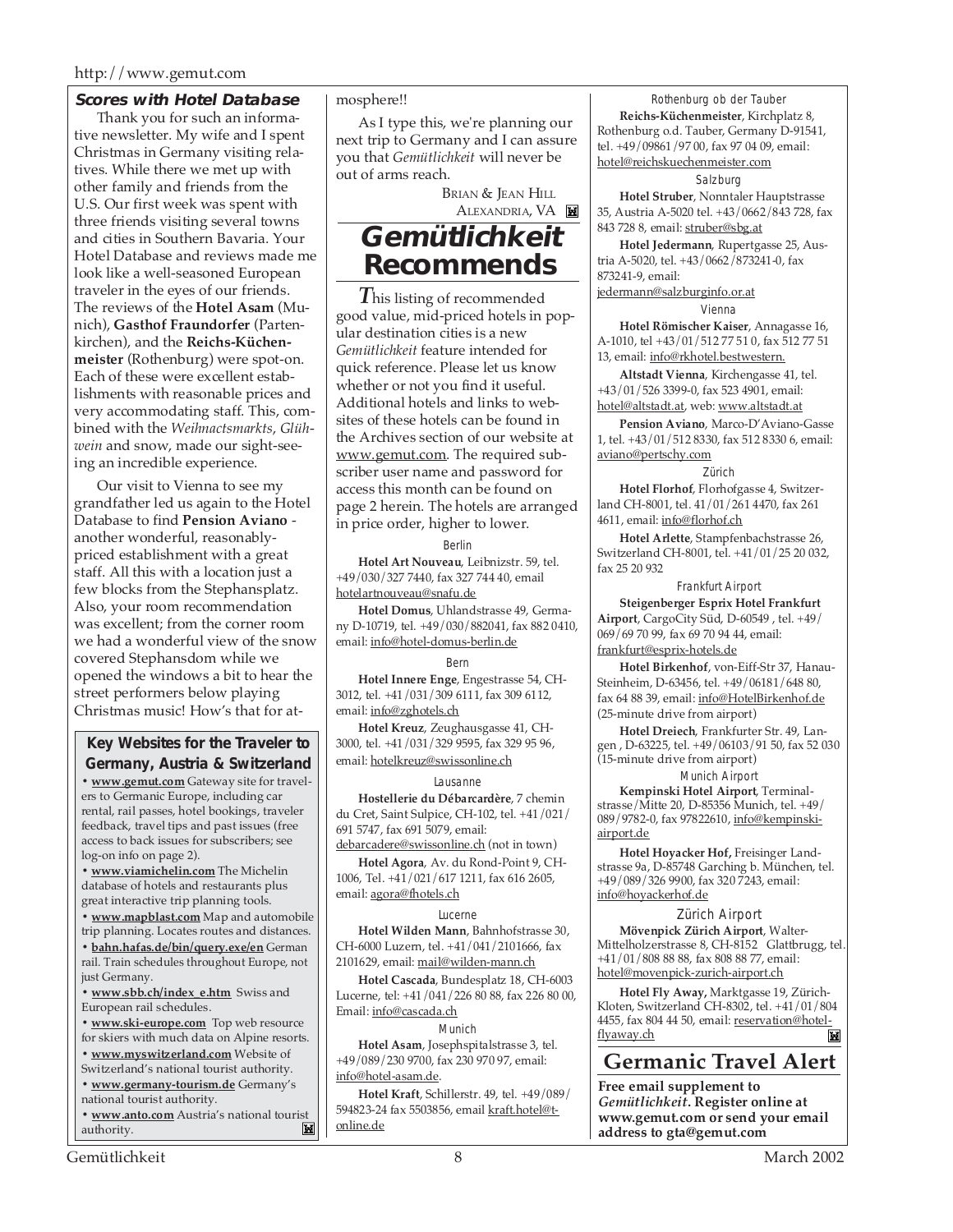### Scores with Hotel Database

Thank you for such an informative newsletter. My wife and I spent Christmas in Germany visiting relatives. While there we met up with other family and friends from the U.S. Our first week was spent with three friends visiting several towns and cities in Southern Bavaria. Your Hotel Database and reviews made me look like a well-seasoned European traveler in the eyes of our friends. The reviews of the **Hotel Asam** (Munich), **Gasthof Fraundorfer** (Partenkirchen), and the **Reichs-Küchenmeister** (Rothenburg) were spot-on. Each of these were excellent establishments with reasonable prices and very accommodating staff. This, combined with the *Weihnactsmarkts*, *Glühwein* and snow, made our sight-seeing an incredible experience.

Our visit to Vienna to see my grandfather led us again to the Hotel Database to find **Pension Aviano** - another wonderful, reasonably-priced establishment with a great staff. All this with a location just a few blocks from the Stephansplatz. Also, your room recommendation was excellent; from the corner room we had a wonderful view of the snow covered Stephansdom while we opened the windows a bit to hear the street performers below playing Christmas music! How's that for atmosphere!!

As I type this, we're planning our next trip to Germany and I can assure you that *Gemütlichkeit* will never be out of arms reach.

BRIAN & JEAN HILL
ALEXANDRIA, VA

### Key Websites for the Traveler to Germany, Austria & Switzerland

- **www.gemut.com** Gateway site for travelers to Germanic Europe, including car rental, rail passes, hotel bookings, traveler feedback, travel tips and past issues (free access to back issues for subscribers; see log-on info on page 2).
- **www.viamichelin.com** The Michelin database of hotels and restaurants plus great interactive trip planning tools.
- **www.mapblast.com** Map and automobile trip planning. Locates routes and distances.
- **bahn.hafas.de/bin/query.exe/en** German rail. Train schedules throughout Europe, not just Germany.
- **www.sbb.ch/index_e.htm** Swiss and European rail schedules.
- **www.ski-europe.com** Top web resource for skiers with much data on Alpine resorts.
- **www.myswitzerland.com** Website of Switzerland's national tourist authority.
- **www.germany-tourism.de** Germany's national tourist authority.
- **www.anto.com** Austria's national tourist authority.

## Gemütlichkeit Recommends

*This* listing of recommended good value, mid-priced hotels in popular destination cities is a new *Gemütlichkeit* feature intended for quick reference. Please let us know whether or not you find it useful. Additional hotels and links to websites of these hotels can be found in the Archives section of our website at www.gemut.com. The required subscriber user name and password for access this month can be found on page 2 herein. The hotels are arranged in price order, higher to lower.

Berlin

**Hotel Art Nouveau**, Leibnizstr. 59, tel. +49/030/327 7440, fax 327 744 40, email hotelartnouveau@snafu.de

**Hotel Domus**, Uhlandstrasse 49, Germany D-10719, tel. +49/030/882041, fax 882 0410, email: info@hotel-domus-berlin.de

Bern

**Hotel Innere Enge**, Engestrasse 54, CH-3012, tel. +41/031/309 6111, fax 309 6112, email: info@zghotels.ch

**Hotel Kreuz**, Zeughausgasse 41, CH-3000, tel. +41/031/329 9595, fax 329 95 96, email: hotelkreuz@swissonline.ch

Lausanne

**Hostellerie du Débarcardère**, 7 chemin du Cret, Saint Sulpice, CH-102, tel. +41/021/691 5747, fax 691 5079, email: debarcadere@swissonline.ch (not in town)

**Hotel Agora**, Av. du Rond-Point 9, CH-1006, Tel. +41/021/617 1211, fax 616 2605, email: agora@fhotels.ch

Lucerne

**Hotel Wilden Mann**, Bahnhofstrasse 30, CH-6000 Luzern, tel. +41/041/2101666, fax 2101629, email: mail@wilden-mann.ch

**Hotel Cascada**, Bundesplatz 18, CH-6003 Lucerne, tel: +41/041/226 80 88, fax 226 80 00, Email: info@cascada.ch

Munich

**Hotel Asam**, Josephspitalstrasse 3, tel. +49/089/230 9700, fax 230 970 97, email: info@hotel-asam.de.

**Hotel Kraft**, Schillerstr. 49, tel. +49/089/594823-24 fax 5503856, email kraft.hotel@t-online.de

Rothenburg ob der Tauber

**Reichs-Küchenmeister**, Kirchplatz 8, Rothenburg o.d. Tauber, Germany D-91541, tel. +49/09861/97 00, fax 97 04 09, email: hotel@reichskuechenmeister.com

Salzburg

**Hotel Struber**, Nonntaler Hauptstrasse 35, Austria A-5020 tel. +43/0662/843 728, fax 843 728 8, email: struber@sbg.at

**Hotel Jedermann**, Rupertgasse 25, Austria A-5020, tel. +43/0662/873241-0, fax 873241-9, email: jedermann@salzburginfo.or.at

Vienna

**Hotel Römischer Kaiser**, Annagasse 16, A-1010, tel +43/01/512 77 51 0, fax 512 77 51 13, email: info@rkhotel.bestwestern.

**Altstadt Vienna**, Kirchengasse 41, tel. +43/01/526 3399-0, fax 523 4901, email: hotel@altstadt.at, web: www.altstadt.at

**Pension Aviano**, Marco-D'Aviano-Gasse 1, tel. +43/01/512 8330, fax 512 8330 6, email: aviano@pertschy.com

Zürich

**Hotel Florhof**, Florhofgasse 4, Switzerland CH-8001, tel. 41/01/261 4470, fax 261 4611, email: info@florhof.ch

**Hotel Arlette**, Stampfenbachstrasse 26, Switzerland CH-8001, tel. +41/01/25 20 032, fax 25 20 932

Frankfurt Airport

**Steigenberger Esprix Hotel Frankfurt Airport**, CargoCity Süd, D-60549 , tel. +49/069/69 70 99, fax 69 70 94 44, email: frankfurt@esprix-hotels.de

**Hotel Birkenhof**, von-Eiff-Str 37, Hanau-Steinheim, D-63456, tel. +49/06181/648 80, fax 64 88 39, email: info@HotelBirkenhof.de (25-minute drive from airport)

**Hotel Dreiech**, Frankfurter Str. 49, Langen , D-63225, tel. +49/06103/91 50, fax 52 030 (15-minute drive from airport)

Munich Airport

**Kempinski Hotel Airport**, Terminalstrasse/Mitte 20, D-85356 Munich, tel. +49/089/9782-0, fax 97822610, info@kempinski-airport.de

**Hotel Hoyacker Hof,** Freisinger Landstrasse 9a, D-85748 Garching b. München, tel. +49/089/326 9900, fax 320 7243, email: info@hoyackerhof.de

Zürich Airport

**Mövenpick Zürich Airport**, Walter-Mittelholzerstrasse 8, CH-8152 Glattbrugg, tel. +41/01/808 88 88, fax 808 88 77, email: hotel@movenpick-zurich-airport.ch

**Hotel Fly Away,** Marktgasse 19, Zürich-Kloten, Switzerland CH-8302, tel. +41/01/804 4455, fax 804 44 50, email: reservation@hotel-flyaway.ch

## Germanic Travel Alert

**Free email supplement to *Gemütlichkeit*. Register online at www.gemut.com or send your email address to gta@gemut.com**